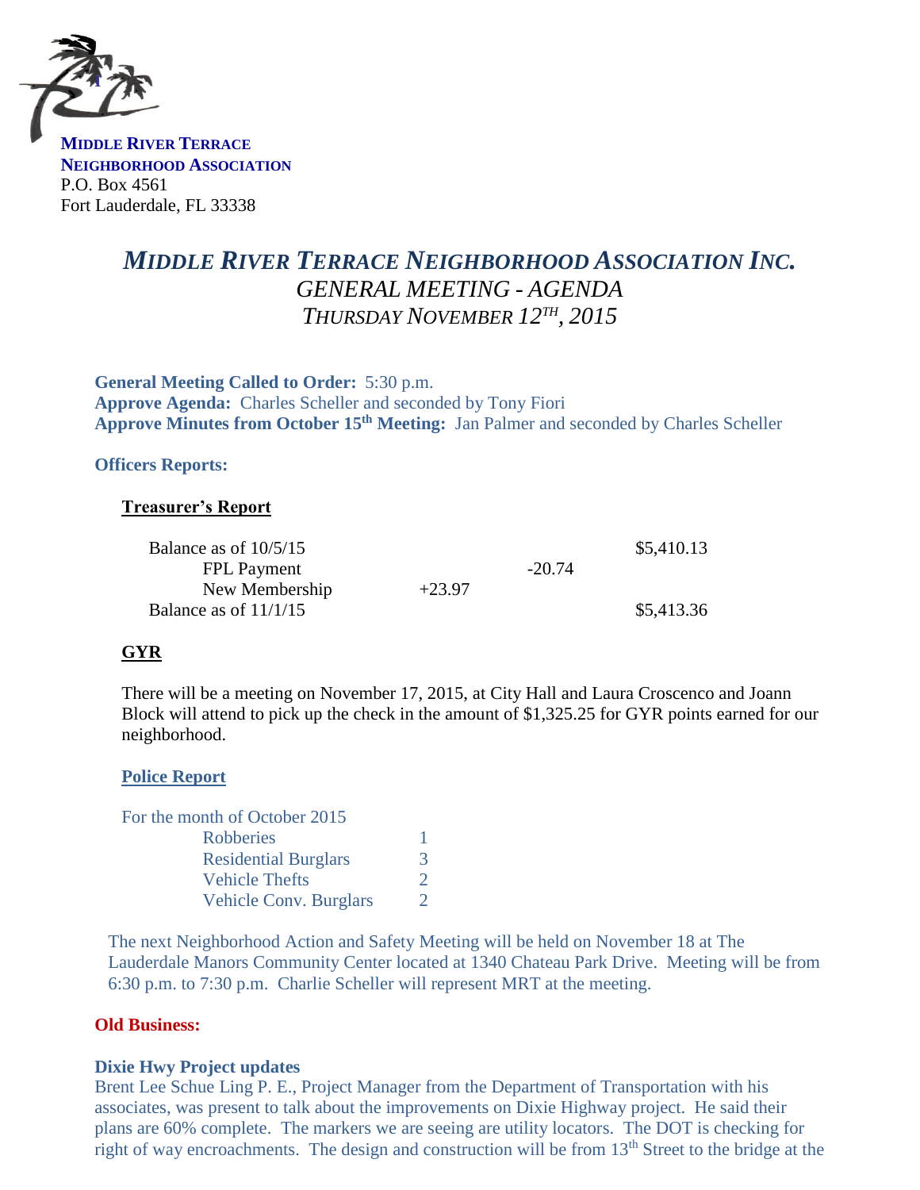**MIDDLE RIVER TERRACE**
**NEIGHBORHOOD ASSOCIATION**
P.O. Box 4561
Fort Lauderdale, FL 33338

# *MIDDLE RIVER TERRACE NEIGHBORHOOD ASSOCIATION INC.*
## *GENERAL MEETING - AGENDA*
## *THURSDAY NOVEMBER 12TH, 2015*

**General Meeting Called to Order:** 5:30 p.m.
**Approve Agenda:** Charles Scheller and seconded by Tony Fiori
**Approve Minutes from October 15th Meeting:** Jan Palmer and seconded by Charles Scheller

**Officers Reports:**

### Treasurer's Report

| | | | |
|---|---|---|---|
| Balance as of 10/5/15 | | | $5,410.13 |
| FPL Payment | | -20.74 | |
| New Membership | +23.97 | | |
| Balance as of 11/1/15 | | | $5,413.36 |

### GYR

There will be a meeting on November 17, 2015, at City Hall and Laura Croscenco and Joann Block will attend to pick up the check in the amount of $1,325.25 for GYR points earned for our neighborhood.

### Police Report

For the month of October 2015

| | |
|---|---|
| Robberies | 1 |
| Residential Burglars | 3 |
| Vehicle Thefts | 2 |
| Vehicle Conv. Burglars | 2 |

The next Neighborhood Action and Safety Meeting will be held on November 18 at The Lauderdale Manors Community Center located at 1340 Chateau Park Drive. Meeting will be from 6:30 p.m. to 7:30 p.m. Charlie Scheller will represent MRT at the meeting.

**Old Business:**

**Dixie Hwy Project updates**
Brent Lee Schue Ling P. E., Project Manager from the Department of Transportation with his associates, was present to talk about the improvements on Dixie Highway project. He said their plans are 60% complete. The markers we are seeing are utility locators. The DOT is checking for right of way encroachments. The design and construction will be from 13th Street to the bridge at the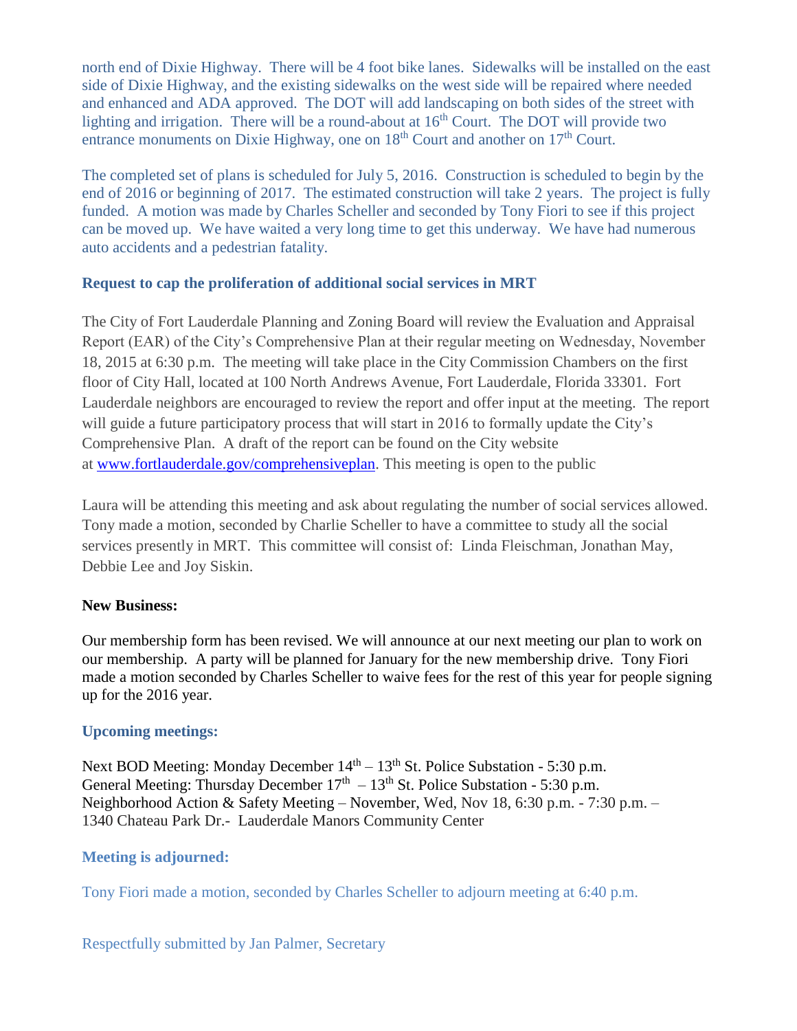north end of Dixie Highway. There will be 4 foot bike lanes. Sidewalks will be installed on the east side of Dixie Highway, and the existing sidewalks on the west side will be repaired where needed and enhanced and ADA approved. The DOT will add landscaping on both sides of the street with lighting and irrigation. There will be a round-about at 16th Court. The DOT will provide two entrance monuments on Dixie Highway, one on 18th Court and another on 17th Court.

The completed set of plans is scheduled for July 5, 2016. Construction is scheduled to begin by the end of 2016 or beginning of 2017. The estimated construction will take 2 years. The project is fully funded. A motion was made by Charles Scheller and seconded by Tony Fiori to see if this project can be moved up. We have waited a very long time to get this underway. We have had numerous auto accidents and a pedestrian fatality.

### Request to cap the proliferation of additional social services in MRT

The City of Fort Lauderdale Planning and Zoning Board will review the Evaluation and Appraisal Report (EAR) of the City's Comprehensive Plan at their regular meeting on Wednesday, November 18, 2015 at 6:30 p.m. The meeting will take place in the City Commission Chambers on the first floor of City Hall, located at 100 North Andrews Avenue, Fort Lauderdale, Florida 33301. Fort Lauderdale neighbors are encouraged to review the report and offer input at the meeting. The report will guide a future participatory process that will start in 2016 to formally update the City's Comprehensive Plan. A draft of the report can be found on the City website at www.fortlauderdale.gov/comprehensiveplan. This meeting is open to the public

Laura will be attending this meeting and ask about regulating the number of social services allowed. Tony made a motion, seconded by Charlie Scheller to have a committee to study all the social services presently in MRT. This committee will consist of: Linda Fleischman, Jonathan May, Debbie Lee and Joy Siskin.

### New Business:

Our membership form has been revised. We will announce at our next meeting our plan to work on our membership. A party will be planned for January for the new membership drive. Tony Fiori made a motion seconded by Charles Scheller to waive fees for the rest of this year for people signing up for the 2016 year.

### Upcoming meetings:

Next BOD Meeting: Monday December 14th – 13th St. Police Substation - 5:30 p.m.
General Meeting: Thursday December 17th – 13th St. Police Substation - 5:30 p.m.
Neighborhood Action & Safety Meeting – November, Wed, Nov 18, 6:30 p.m. - 7:30 p.m. – 1340 Chateau Park Dr.- Lauderdale Manors Community Center

### Meeting is adjourned:

Tony Fiori made a motion, seconded by Charles Scheller to adjourn meeting at 6:40 p.m.

Respectfully submitted by Jan Palmer, Secretary